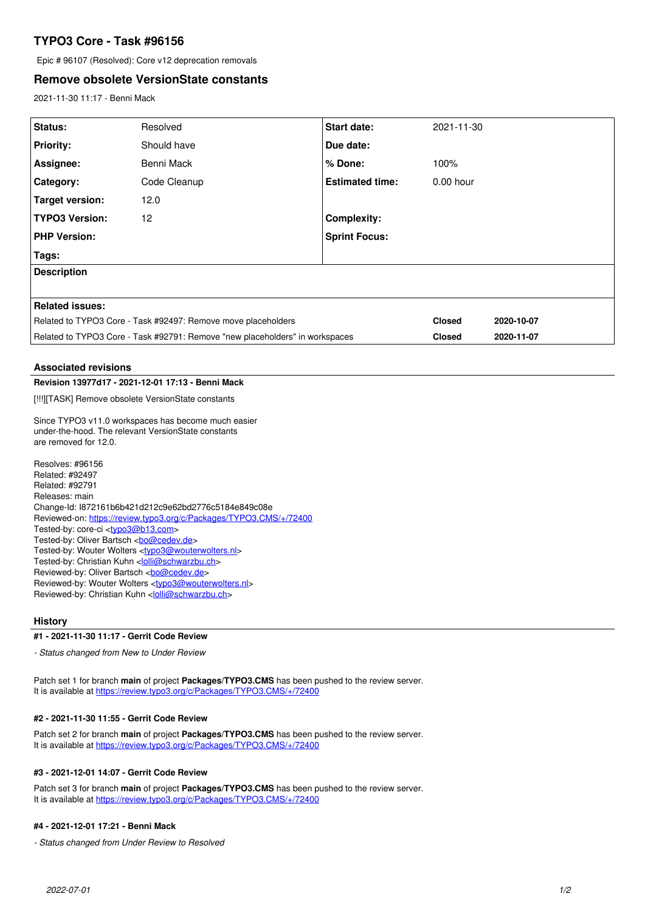# TYPO3 Core - Task #96156

Epic # 96107 (Resolved): Core v12 deprecation removals

## Remove obsolete VersionState constants

2021-11-30 11:17 - Benni Mack

| **Status:** | Resolved | **Start date:** | 2021-11-30 |
|---|---|---|---|
| **Priority:** | Should have | **Due date:** | |
| **Assignee:** | Benni Mack | **% Done:** | 100% |
| **Category:** | Code Cleanup | **Estimated time:** | 0.00 hour |
| **Target version:** | 12.0 | | |
| **TYPO3 Version:** | 12 | **Complexity:** | |
| **PHP Version:** | | **Sprint Focus:** | |
| **Tags:** | | | |

**Description**

**Related issues:**

| | | |
|---|---|---|
| Related to TYPO3 Core - Task #92497: Remove move placeholders | **Closed** | **2020-10-07** |
| Related to TYPO3 Core - Task #92791: Remove "new placeholders" in workspaces | **Closed** | **2020-11-07** |

### Associated revisions

**Revision 13977d17 - 2021-12-01 17:13 - Benni Mack**

[!!!][TASK] Remove obsolete VersionState constants

Since TYPO3 v11.0 workspaces has become much easier
under-the-hood. The relevant VersionState constants
are removed for 12.0.

Resolves: #96156
Related: #92497
Related: #92791
Releases: main
Change-Id: I872161b6b421d212c9e62bd2776c5184e849c08e
Reviewed-on: https://review.typo3.org/c/Packages/TYPO3.CMS/+/72400
Tested-by: core-ci <typo3@b13.com>
Tested-by: Oliver Bartsch <bo@cedev.de>
Tested-by: Wouter Wolters <typo3@wouterwolters.nl>
Tested-by: Christian Kuhn <lolli@schwarzbu.ch>
Reviewed-by: Oliver Bartsch <bo@cedev.de>
Reviewed-by: Wouter Wolters <typo3@wouterwolters.nl>
Reviewed-by: Christian Kuhn <lolli@schwarzbu.ch>

### History

**#1 - 2021-11-30 11:17 - Gerrit Code Review**

*- Status changed from New to Under Review*

Patch set 1 for branch **main** of project **Packages/TYPO3.CMS** has been pushed to the review server.
It is available at https://review.typo3.org/c/Packages/TYPO3.CMS/+/72400

**#2 - 2021-11-30 11:55 - Gerrit Code Review**

Patch set 2 for branch **main** of project **Packages/TYPO3.CMS** has been pushed to the review server.
It is available at https://review.typo3.org/c/Packages/TYPO3.CMS/+/72400

**#3 - 2021-12-01 14:07 - Gerrit Code Review**

Patch set 3 for branch **main** of project **Packages/TYPO3.CMS** has been pushed to the review server.
It is available at https://review.typo3.org/c/Packages/TYPO3.CMS/+/72400

**#4 - 2021-12-01 17:21 - Benni Mack**

*- Status changed from Under Review to Resolved*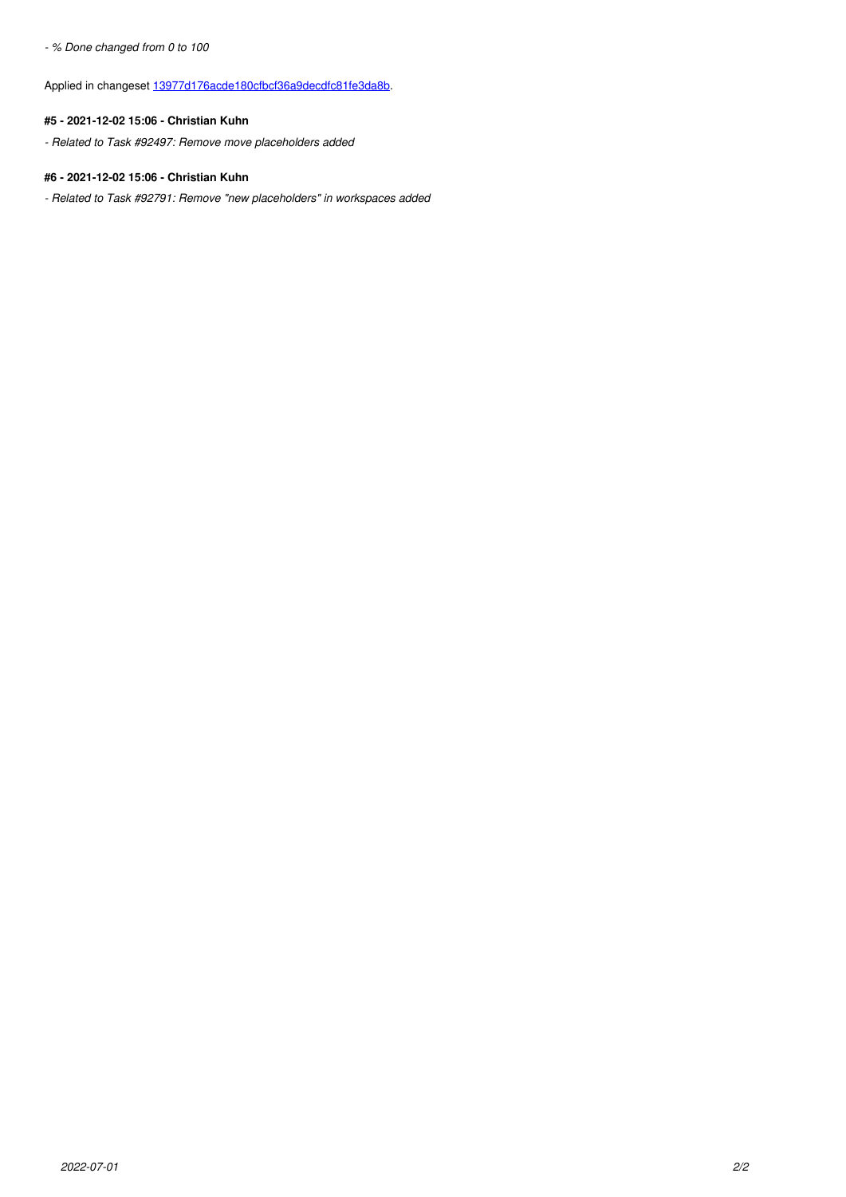*- % Done changed from 0 to 100*

Applied in changeset 13977d176acde180cfbcf36a9decdfc81fe3da8b.

#### #5 - 2021-12-02 15:06 - Christian Kuhn

*- Related to Task #92497: Remove move placeholders added*

#### #6 - 2021-12-02 15:06 - Christian Kuhn

*- Related to Task #92791: Remove "new placeholders" in workspaces added*